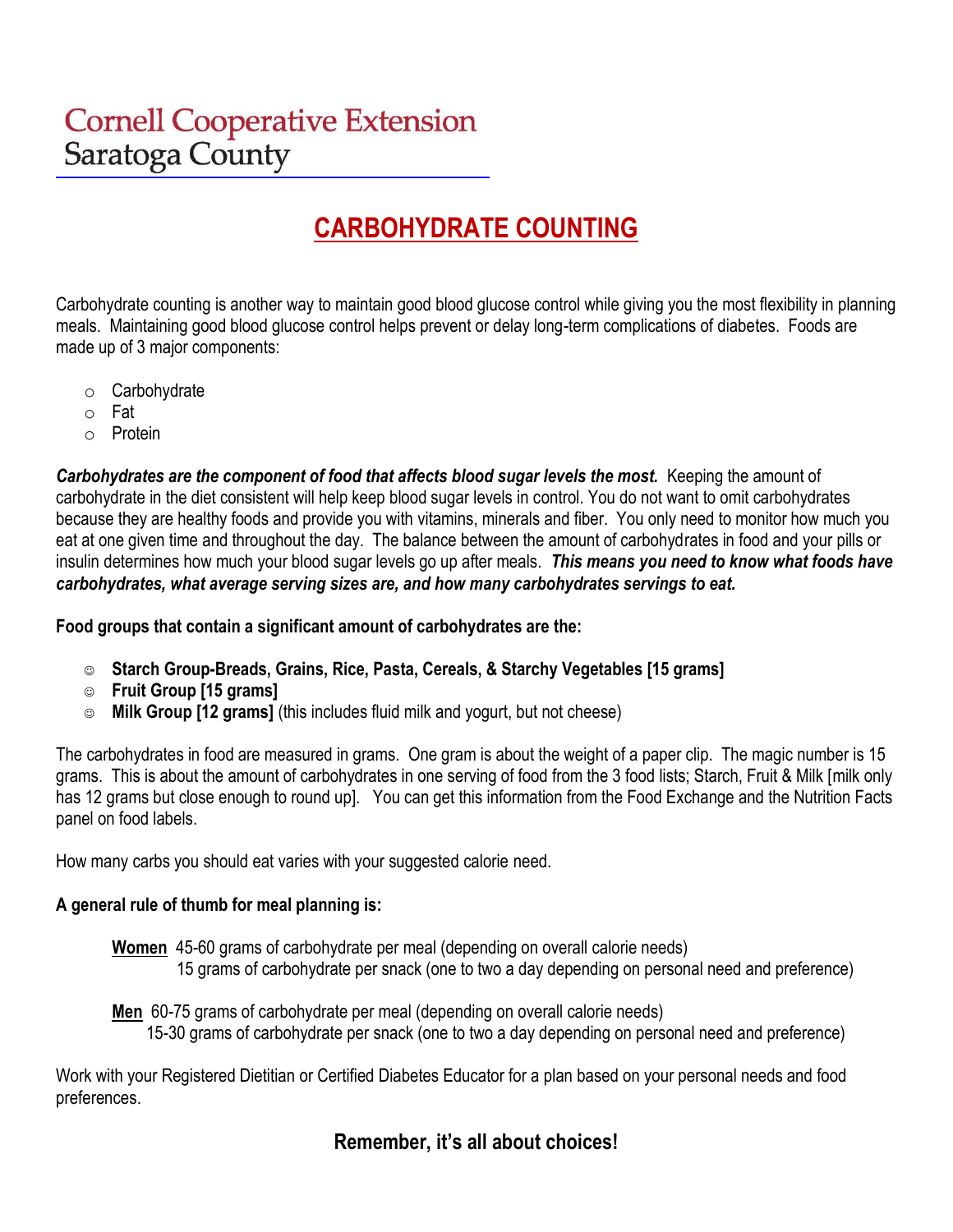Cornell Cooperative Extension
Saratoga County

# CARBOHYDRATE COUNTING

Carbohydrate counting is another way to maintain good blood glucose control while giving you the most flexibility in planning meals. Maintaining good blood glucose control helps prevent or delay long-term complications of diabetes. Foods are made up of 3 major components:

- Carbohydrate
- Fat
- Protein

***Carbohydrates are the component of food that affects blood sugar levels the most.*** Keeping the amount of carbohydrate in the diet consistent will help keep blood sugar levels in control. You do not want to omit carbohydrates because they are healthy foods and provide you with vitamins, minerals and fiber. You only need to monitor how much you eat at one given time and throughout the day. The balance between the amount of carbohydrates in food and your pills or insulin determines how much your blood sugar levels go up after meals. ***This means you need to know what foods have carbohydrates, what average serving sizes are, and how many carbohydrates servings to eat.***

**Food groups that contain a significant amount of carbohydrates are the:**

- ☺ **Starch Group-Breads, Grains, Rice, Pasta, Cereals, & Starchy Vegetables [15 grams]**
- ☺ **Fruit Group [15 grams]**
- ☺ **Milk Group [12 grams]** (this includes fluid milk and yogurt, but not cheese)

The carbohydrates in food are measured in grams. One gram is about the weight of a paper clip. The magic number is 15 grams. This is about the amount of carbohydrates in one serving of food from the 3 food lists; Starch, Fruit & Milk [milk only has 12 grams but close enough to round up]. You can get this information from the Food Exchange and the Nutrition Facts panel on food labels.

How many carbs you should eat varies with your suggested calorie need.

**A general rule of thumb for meal planning is:**

**Women** 45-60 grams of carbohydrate per meal (depending on overall calorie needs)
15 grams of carbohydrate per snack (one to two a day depending on personal need and preference)

**Men** 60-75 grams of carbohydrate per meal (depending on overall calorie needs)
15-30 grams of carbohydrate per snack (one to two a day depending on personal need and preference)

Work with your Registered Dietitian or Certified Diabetes Educator for a plan based on your personal needs and food preferences.

**Remember, it's all about choices!**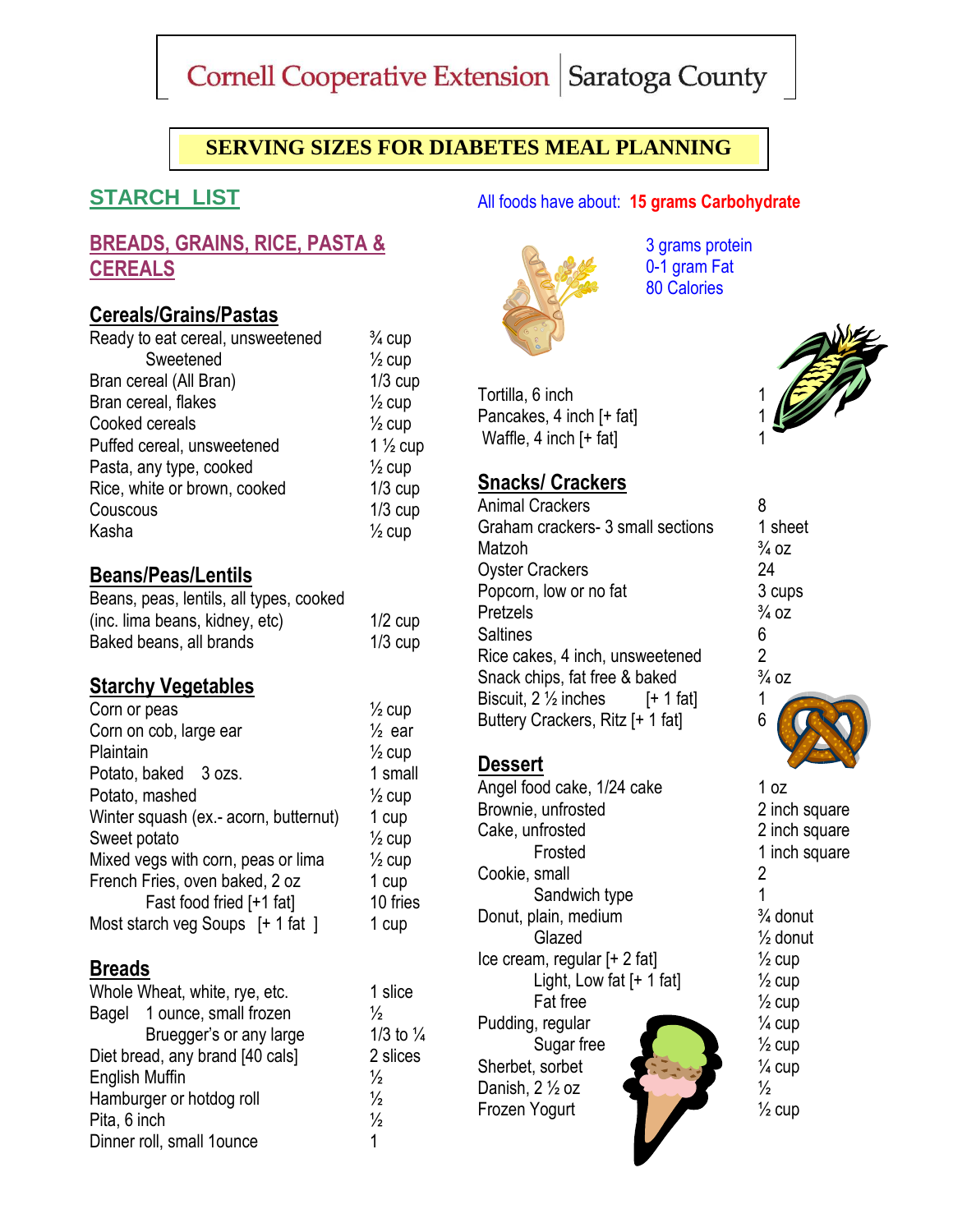Cornell Cooperative Extension | Saratoga County

# SERVING SIZES FOR DIABETES MEAL PLANNING

## STARCH LIST

All foods have about: **15 grams Carbohydrate**

3 grams protein
0-1 gram Fat
80 Calories

## BREADS, GRAINS, RICE, PASTA & CEREALS

### Cereals/Grains/Pastas

| Food | Serving |
|---|---|
| Ready to eat cereal, unsweetened | ¾ cup |
| Sweetened | ½ cup |
| Bran cereal (All Bran) | 1/3 cup |
| Bran cereal, flakes | ½ cup |
| Cooked cereals | ½ cup |
| Puffed cereal, unsweetened | 1 ½ cup |
| Pasta, any type, cooked | ½ cup |
| Rice, white or brown, cooked | 1/3 cup |
| Couscous | 1/3 cup |
| Kasha | ½ cup |

### Beans/Peas/Lentils

| Food | Serving |
|---|---|
| Beans, peas, lentils, all types, cooked (inc. lima beans, kidney, etc) | 1/2 cup |
| Baked beans, all brands | 1/3 cup |

### Starchy Vegetables

| Food | Serving |
|---|---|
| Corn or peas | ½ cup |
| Corn on cob, large ear | ½ ear |
| Plaintain | ½ cup |
| Potato, baked 3 ozs. | 1 small |
| Potato, mashed | ½ cup |
| Winter squash (ex.- acorn, butternut) | 1 cup |
| Sweet potato | ½ cup |
| Mixed vegs with corn, peas or lima | ½ cup |
| French Fries, oven baked, 2 oz | 1 cup |
| Fast food fried [+1 fat] | 10 fries |
| Most starch veg Soups [+ 1 fat ] | 1 cup |

### Breads

| Food | Serving |
|---|---|
| Whole Wheat, white, rye, etc. | 1 slice |
| Bagel 1 ounce, small frozen | ½ |
| Bruegger's or any large | 1/3 to ¼ |
| Diet bread, any brand [40 cals] | 2 slices |
| English Muffin | ½ |
| Hamburger or hotdog roll | ½ |
| Pita, 6 inch | ½ |
| Dinner roll, small 1ounce | 1 |
| Tortilla, 6 inch | 1 |
| Pancakes, 4 inch [+ fat] | 1 |
| Waffle, 4 inch [+ fat] | 1 |

### Snacks/ Crackers

| Food | Serving |
|---|---|
| Animal Crackers | 8 |
| Graham crackers- 3 small sections | 1 sheet |
| Matzoh | ¾ oz |
| Oyster Crackers | 24 |
| Popcorn, low or no fat | 3 cups |
| Pretzels | ¾ oz |
| Saltines | 6 |
| Rice cakes, 4 inch, unsweetened | 2 |
| Snack chips, fat free & baked | ¾ oz |
| Biscuit, 2 ½ inches [+ 1 fat] | 1 |
| Buttery Crackers, Ritz [+ 1 fat] | 6 |

### Dessert

| Food | Serving |
|---|---|
| Angel food cake, 1/24 cake | 1 oz |
| Brownie, unfrosted | 2 inch square |
| Cake, unfrosted | 2 inch square |
| Frosted | 1 inch square |
| Cookie, small | 2 |
| Sandwich type | 1 |
| Donut, plain, medium | ¾ donut |
| Glazed | ½ donut |
| Ice cream, regular [+ 2 fat] | ½ cup |
| Light, Low fat [+ 1 fat] | ½ cup |
| Fat free | ½ cup |
| Pudding, regular | ¼ cup |
| Sugar free | ½ cup |
| Sherbet, sorbet | ¼ cup |
| Danish, 2 ½ oz | ½ |
| Frozen Yogurt | ½ cup |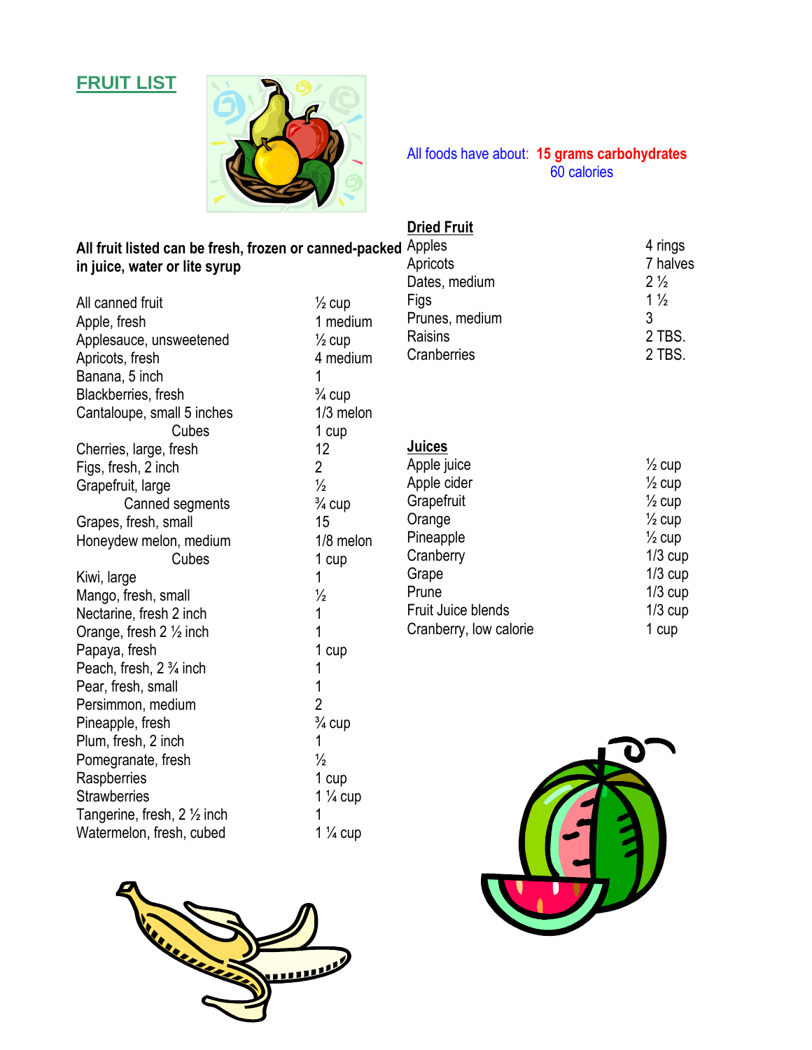# FRUIT LIST

All foods have about: **15 grams carbohydrates**
60 calories

**All fruit listed can be fresh, frozen or canned-packed in juice, water or lite syrup**

| Fruit | Serving |
|---|---|
| All canned fruit | ½ cup |
| Apple, fresh | 1 medium |
| Applesauce, unsweetened | ½ cup |
| Apricots, fresh | 4 medium |
| Banana, 5 inch | 1 |
| Blackberries, fresh | ¾ cup |
| Cantaloupe, small 5 inches | 1/3 melon |
| Cubes | 1 cup |
| Cherries, large, fresh | 12 |
| Figs, fresh, 2 inch | 2 |
| Grapefruit, large | ½ |
| Canned segments | ¾ cup |
| Grapes, fresh, small | 15 |
| Honeydew melon, medium | 1/8 melon |
| Cubes | 1 cup |
| Kiwi, large | 1 |
| Mango, fresh, small | ½ |
| Nectarine, fresh 2 inch | 1 |
| Orange, fresh 2 ½ inch | 1 |
| Papaya, fresh | 1 cup |
| Peach, fresh, 2 ¾ inch | 1 |
| Pear, fresh, small | 1 |
| Persimmon, medium | 2 |
| Pineapple, fresh | ¾ cup |
| Plum, fresh, 2 inch | 1 |
| Pomegranate, fresh | ½ |
| Raspberries | 1 cup |
| Strawberries | 1 ¼ cup |
| Tangerine, fresh, 2 ½ inch | 1 |
| Watermelon, fresh, cubed | 1 ¼ cup |

**Dried Fruit**

| Fruit | Serving |
|---|---|
| Apples | 4 rings |
| Apricots | 7 halves |
| Dates, medium | 2 ½ |
| Figs | 1 ½ |
| Prunes, medium | 3 |
| Raisins | 2 TBS. |
| Cranberries | 2 TBS. |

**Juices**

| Juice | Serving |
|---|---|
| Apple juice | ½ cup |
| Apple cider | ½ cup |
| Grapefruit | ½ cup |
| Orange | ½ cup |
| Pineapple | ½ cup |
| Cranberry | 1/3 cup |
| Grape | 1/3 cup |
| Prune | 1/3 cup |
| Fruit Juice blends | 1/3 cup |
| Cranberry, low calorie | 1 cup |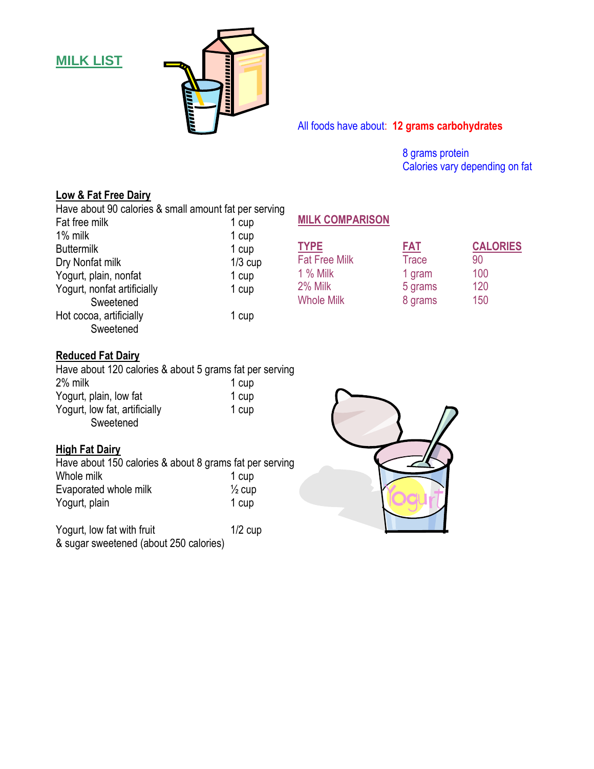# MILK LIST

All foods have about: **12 grams carbohydrates**

8 grams protein
Calories vary depending on fat

## MILK COMPARISON

| TYPE | FAT | CALORIES |
|---|---|---|
| Fat Free Milk | Trace | 90 |
| 1 % Milk | 1 gram | 100 |
| 2% Milk | 5 grams | 120 |
| Whole Milk | 8 grams | 150 |

### Low & Fat Free Dairy

Have about 90 calories & small amount fat per serving

| | |
|---|---|
| Fat free milk | 1 cup |
| 1% milk | 1 cup |
| Buttermilk | 1 cup |
| Dry Nonfat milk | 1/3 cup |
| Yogurt, plain, nonfat | 1 cup |
| Yogurt, nonfat artificially Sweetened | 1 cup |
| Hot cocoa, artificially Sweetened | 1 cup |

### Reduced Fat Dairy

Have about 120 calories & about 5 grams fat per serving

| | |
|---|---|
| 2% milk | 1 cup |
| Yogurt, plain, low fat | 1 cup |
| Yogurt, low fat, artificially Sweetened | 1 cup |

### High Fat Dairy

Have about 150 calories & about 8 grams fat per serving

| | |
|---|---|
| Whole milk | 1 cup |
| Evaporated whole milk | ½ cup |
| Yogurt, plain | 1 cup |

| | |
|---|---|
| Yogurt, low fat with fruit & sugar sweetened (about 250 calories) | 1/2 cup |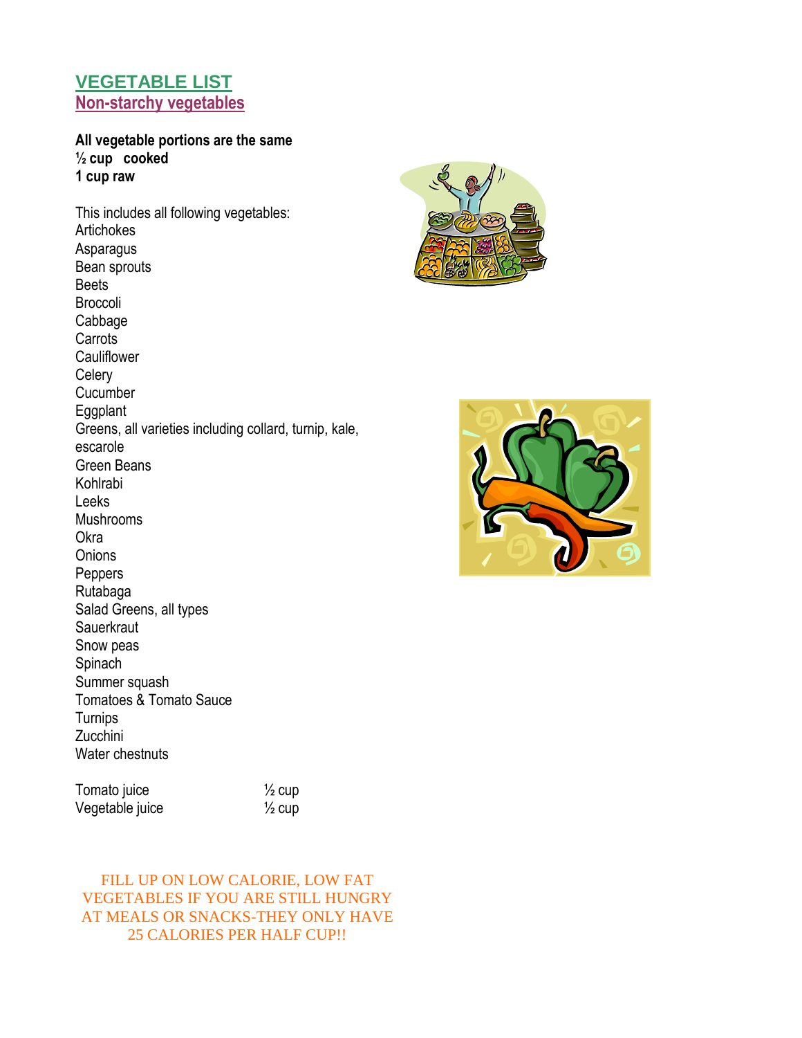## VEGETABLE LIST

### Non-starchy vegetables

**All vegetable portions are the same**
**½ cup cooked**
**1 cup raw**

This includes all following vegetables:
Artichokes
Asparagus
Bean sprouts
Beets
Broccoli
Cabbage
Carrots
Cauliflower
Celery
Cucumber
Eggplant
Greens, all varieties including collard, turnip, kale, escarole
Green Beans
Kohlrabi
Leeks
Mushrooms
Okra
Onions
Peppers
Rutabaga
Salad Greens, all types
Sauerkraut
Snow peas
Spinach
Summer squash
Tomatoes & Tomato Sauce
Turnips
Zucchini
Water chestnuts

| | |
|---|---|
| Tomato juice | ½ cup |
| Vegetable juice | ½ cup |

FILL UP ON LOW CALORIE, LOW FAT VEGETABLES IF YOU ARE STILL HUNGRY AT MEALS OR SNACKS-THEY ONLY HAVE 25 CALORIES PER HALF CUP!!